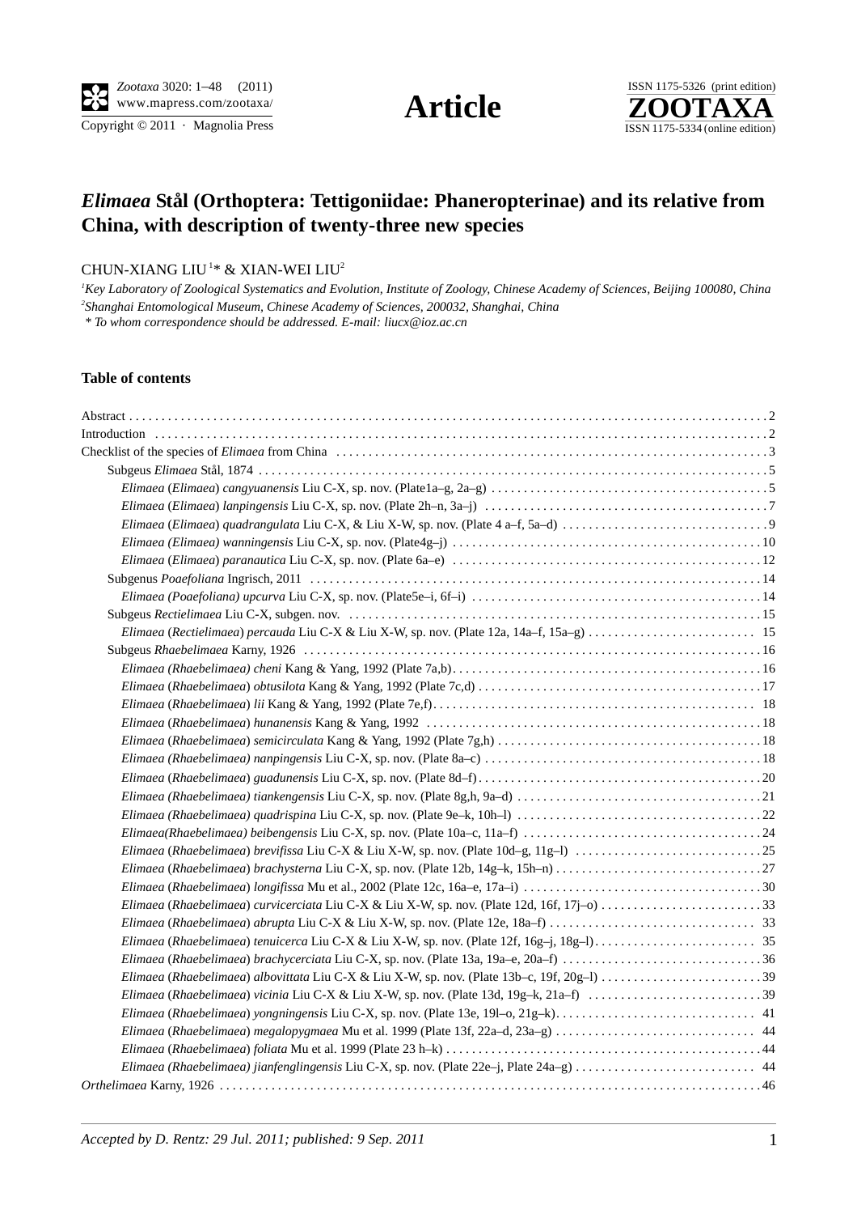# *Elimaea* Stål (Orthoptera: Tettigoniidae: Phaneropterinae) and its relative from China, with description of twenty-three new species

CHUN-XIANG LIU[1]* & XIAN-WEI LIU[2]

[1]*Key Laboratory of Zoological Systematics and Evolution, Institute of Zoology, Chinese Academy of Sciences, Beijing 100080, China*
[2]*Shanghai Entomological Museum, Chinese Academy of Sciences, 200032, Shanghai, China*
*\* To whom correspondence should be addressed. E-mail: liucx@ioz.ac.cn*

### Table of contents

Abstract . . . 2
Introduction . . . 2
Checklist of the species of *Elimaea* from China . . . 3
- Subgeus *Elimaea* Stål, 1874 . . . 5
  - *Elimaea* (*Elimaea*) *cangyuanensis* Liu C-X, sp. nov. (Plate1a–g, 2a–g) . . . 5
  - *Elimaea* (*Elimaea*) *lanpingensis* Liu C-X, sp. nov. (Plate 2h–n, 3a–j) . . . 7
  - *Elimaea* (*Elimaea*) *quadrangulata* Liu C-X, & Liu X-W, sp. nov. (Plate 4 a–f, 5a–d) . . . 9
  - *Elimaea* (*Elimaea*) *wanningensis* Liu C-X, sp. nov. (Plate4g–j) . . . 10
  - *Elimaea* (*Elimaea*) *paranautica* Liu C-X, sp. nov. (Plate 6a–e) . . . 12
- Subgenus *Poaefoliana* Ingrisch, 2011 . . . 14
  - *Elimaea (Poaefoliana) upcurva* Liu C-X, sp. nov. (Plate5e–i, 6f–i) . . . 14
- Subgeus *Rectielimaea* Liu C-X, subgen. nov. . . . 15
  - *Elimaea* (*Rectielimaea*) *percauda* Liu C-X & Liu X-W, sp. nov. (Plate 12a, 14a–f, 15a–g) . . . 15
- Subgeus *Rhaebelimaea* Karny, 1926 . . . 16
  - *Elimaea (Rhaebelimaea) cheni* Kang & Yang, 1992 (Plate 7a,b) . . . 16
  - *Elimaea* (*Rhaebelimaea*) *obtusilota* Kang & Yang, 1992 (Plate 7c,d) . . . 17
  - *Elimaea* (*Rhaebelimaea*) *lii* Kang & Yang, 1992 (Plate 7e,f) . . . 18
  - *Elimaea* (*Rhaebelimaea*) *hunanensis* Kang & Yang, 1992 . . . 18
  - *Elimaea* (*Rhaebelimaea*) *semicirculata* Kang & Yang, 1992 (Plate 7g,h) . . . 18
  - *Elimaea (Rhaebelimaea) nanpingensis* Liu C-X, sp. nov. (Plate 8a–c) . . . 18
  - *Elimaea* (*Rhaebelimaea*) *guadunensis* Liu C-X, sp. nov. (Plate 8d–f) . . . 20
  - *Elimaea* (*Rhaebelimaea*) *tiankengensis* Liu C-X, sp. nov. (Plate 8g,h, 9a–d) . . . 21
  - *Elimaea (Rhaebelimaea) quadrispina* Liu C-X, sp. nov. (Plate 9e–k, 10h–l) . . . 22
  - *Elimaea(Rhaebelimaea) beibengensis* Liu C-X, sp. nov. (Plate 10a–c, 11a–f) . . . 24
  - *Elimaea* (*Rhaebelimaea*) *brevifissa* Liu C-X & Liu X-W, sp. nov. (Plate 10d–g, 11g–l) . . . 25
  - *Elimaea* (*Rhaebelimaea*) *brachysterna* Liu C-X, sp. nov. (Plate 12b, 14g–k, 15h–n) . . . 27
  - *Elimaea* (*Rhaebelimaea*) *longifissa* Mu et al., 2002 (Plate 12c, 16a–e, 17a–i) . . . 30
  - *Elimaea* (*Rhaebelimaea*) *curvicerciata* Liu C-X & Liu X-W, sp. nov. (Plate 12d, 16f, 17j–o) . . . 33
  - *Elimaea* (*Rhaebelimaea*) *abrupta* Liu C-X & Liu X-W, sp. nov. (Plate 12e, 18a–f) . . . 33
  - *Elimaea* (*Rhaebelimaea*) *tenuicerca* Liu C-X & Liu X-W, sp. nov. (Plate 12f, 16g–j, 18g–l) . . . 35
  - *Elimaea* (*Rhaebelimaea*) *brachycerciata* Liu C-X, sp. nov. (Plate 13a, 19a–e, 20a–f) . . . 36
  - *Elimaea* (*Rhaebelimaea*) *albovittata* Liu C-X & Liu X-W, sp. nov. (Plate 13b–c, 19f, 20g–l) . . . 39
  - *Elimaea* (*Rhaebelimaea*) *vicinia* Liu C-X & Liu X-W, sp. nov. (Plate 13d, 19g–k, 21a–f) . . . 39
  - *Elimaea* (*Rhaebelimaea*) *yongningensis* Liu C-X, sp. nov. (Plate 13e, 19l–o, 21g–k) . . . 41
  - *Elimaea* (*Rhaebelimaea*) *megalopygmaea* Mu et al. 1999 (Plate 13f, 22a–d, 23a–g) . . . 44
  - *Elimaea* (*Rhaebelimaea*) *foliata* Mu et al. 1999 (Plate 23 h–k) . . . 44
  - *Elimaea (Rhaebelimaea) jianfenglingensis* Liu C-X, sp. nov. (Plate 22e–j, Plate 24a–g) . . . 44

*Orthelimaea* Karny, 1926 . . . 46

*Accepted by D. Rentz: 29 Jul. 2011; published: 9 Sep. 2011*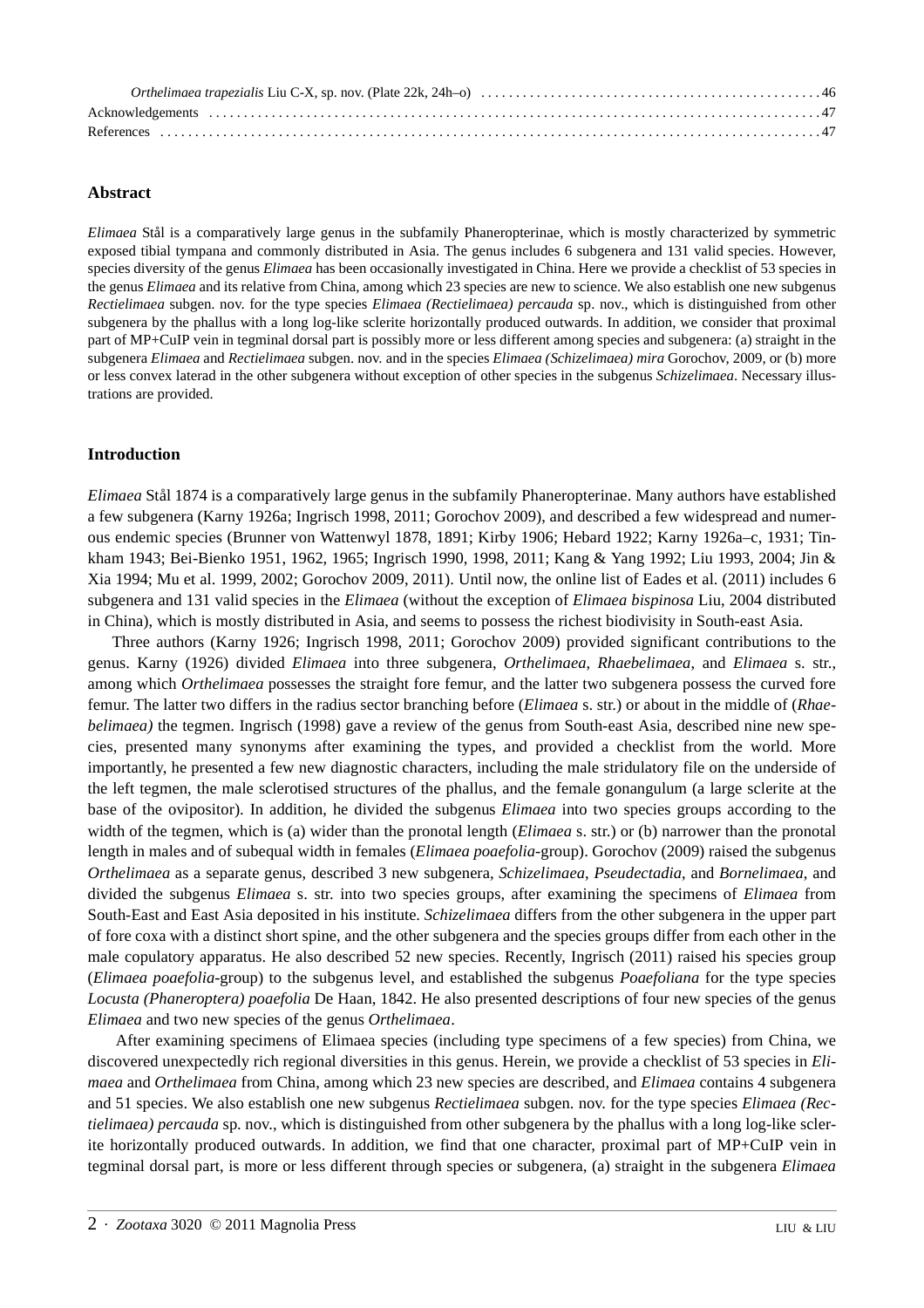*Orthelimaea trapezialis* Liu C-X, sp. nov. (Plate 22k, 24h–o) . . . . . . . . . . . . . . . . . . . . . . . . . . . . . . . . . . . . . . . . . . . . . . . . 46
Acknowledgements . . . . . . . . . . . . . . . . . . . . . . . . . . . . . . . . . . . . . . . . . . . . . . . . . . . . . . . . . . . . . . . . . . . . . . . . . . . . . . . . . 47
References . . . . . . . . . . . . . . . . . . . . . . . . . . . . . . . . . . . . . . . . . . . . . . . . . . . . . . . . . . . . . . . . . . . . . . . . . . . . . . . . . . . . . . 47

## Abstract

*Elimaea* Stål is a comparatively large genus in the subfamily Phaneropterinae, which is mostly characterized by symmetric exposed tibial tympana and commonly distributed in Asia. The genus includes 6 subgenera and 131 valid species. However, species diversity of the genus *Elimaea* has been occasionally investigated in China. Here we provide a checklist of 53 species in the genus *Elimaea* and its relative from China, among which 23 species are new to science. We also establish one new subgenus *Rectielimaea* subgen. nov. for the type species *Elimaea (Rectielimaea) percauda* sp. nov., which is distinguished from other subgenera by the phallus with a long log-like sclerite horizontally produced outwards. In addition, we consider that proximal part of MP+CuIP vein in tegminal dorsal part is possibly more or less different among species and subgenera: (a) straight in the subgenera *Elimaea* and *Rectielimaea* subgen. nov. and in the species *Elimaea (Schizelimaea) mira* Gorochov, 2009, or (b) more or less convex laterad in the other subgenera without exception of other species in the subgenus *Schizelimaea*. Necessary illustrations are provided.

## Introduction

*Elimaea* Stål 1874 is a comparatively large genus in the subfamily Phaneropterinae. Many authors have established a few subgenera (Karny 1926a; Ingrisch 1998, 2011; Gorochov 2009), and described a few widespread and numerous endemic species (Brunner von Wattenwyl 1878, 1891; Kirby 1906; Hebard 1922; Karny 1926a–c, 1931; Tinkham 1943; Bei-Bienko 1951, 1962, 1965; Ingrisch 1990, 1998, 2011; Kang & Yang 1992; Liu 1993, 2004; Jin & Xia 1994; Mu et al. 1999, 2002; Gorochov 2009, 2011). Until now, the online list of Eades et al. (2011) includes 6 subgenera and 131 valid species in the *Elimaea* (without the exception of *Elimaea bispinosa* Liu, 2004 distributed in China), which is mostly distributed in Asia, and seems to possess the richest biodivisity in South-east Asia.

Three authors (Karny 1926; Ingrisch 1998, 2011; Gorochov 2009) provided significant contributions to the genus. Karny (1926) divided *Elimaea* into three subgenera, *Orthelimaea*, *Rhaebelimaea*, and *Elimaea* s. str., among which *Orthelimaea* possesses the straight fore femur, and the latter two subgenera possess the curved fore femur. The latter two differs in the radius sector branching before (*Elimaea* s. str.) or about in the middle of (*Rhaebelimaea)* the tegmen. Ingrisch (1998) gave a review of the genus from South-east Asia, described nine new species, presented many synonyms after examining the types, and provided a checklist from the world. More importantly, he presented a few new diagnostic characters, including the male stridulatory file on the underside of the left tegmen, the male sclerotised structures of the phallus, and the female gonangulum (a large sclerite at the base of the ovipositor). In addition, he divided the subgenus *Elimaea* into two species groups according to the width of the tegmen, which is (a) wider than the pronotal length (*Elimaea* s. str.) or (b) narrower than the pronotal length in males and of subequal width in females (*Elimaea poaefolia*-group). Gorochov (2009) raised the subgenus *Orthelimaea* as a separate genus, described 3 new subgenera, *Schizelimaea*, *Pseudectadia*, and *Bornelimaea*, and divided the subgenus *Elimaea* s. str. into two species groups, after examining the specimens of *Elimaea* from South-East and East Asia deposited in his institute. *Schizelimaea* differs from the other subgenera in the upper part of fore coxa with a distinct short spine, and the other subgenera and the species groups differ from each other in the male copulatory apparatus. He also described 52 new species. Recently, Ingrisch (2011) raised his species group (*Elimaea poaefolia*-group) to the subgenus level, and established the subgenus *Poaefoliana* for the type species *Locusta (Phaneroptera) poaefolia* De Haan, 1842. He also presented descriptions of four new species of the genus *Elimaea* and two new species of the genus *Orthelimaea*.

After examining specimens of Elimaea species (including type specimens of a few species) from China, we discovered unexpectedly rich regional diversities in this genus. Herein, we provide a checklist of 53 species in *Elimaea* and *Orthelimaea* from China, among which 23 new species are described, and *Elimaea* contains 4 subgenera and 51 species. We also establish one new subgenus *Rectielimaea* subgen. nov. for the type species *Elimaea (Rectielimaea) percauda* sp. nov., which is distinguished from other subgenera by the phallus with a long log-like sclerite horizontally produced outwards. In addition, we find that one character, proximal part of MP+CuIP vein in tegminal dorsal part, is more or less different through species or subgenera, (a) straight in the subgenera *Elimaea*